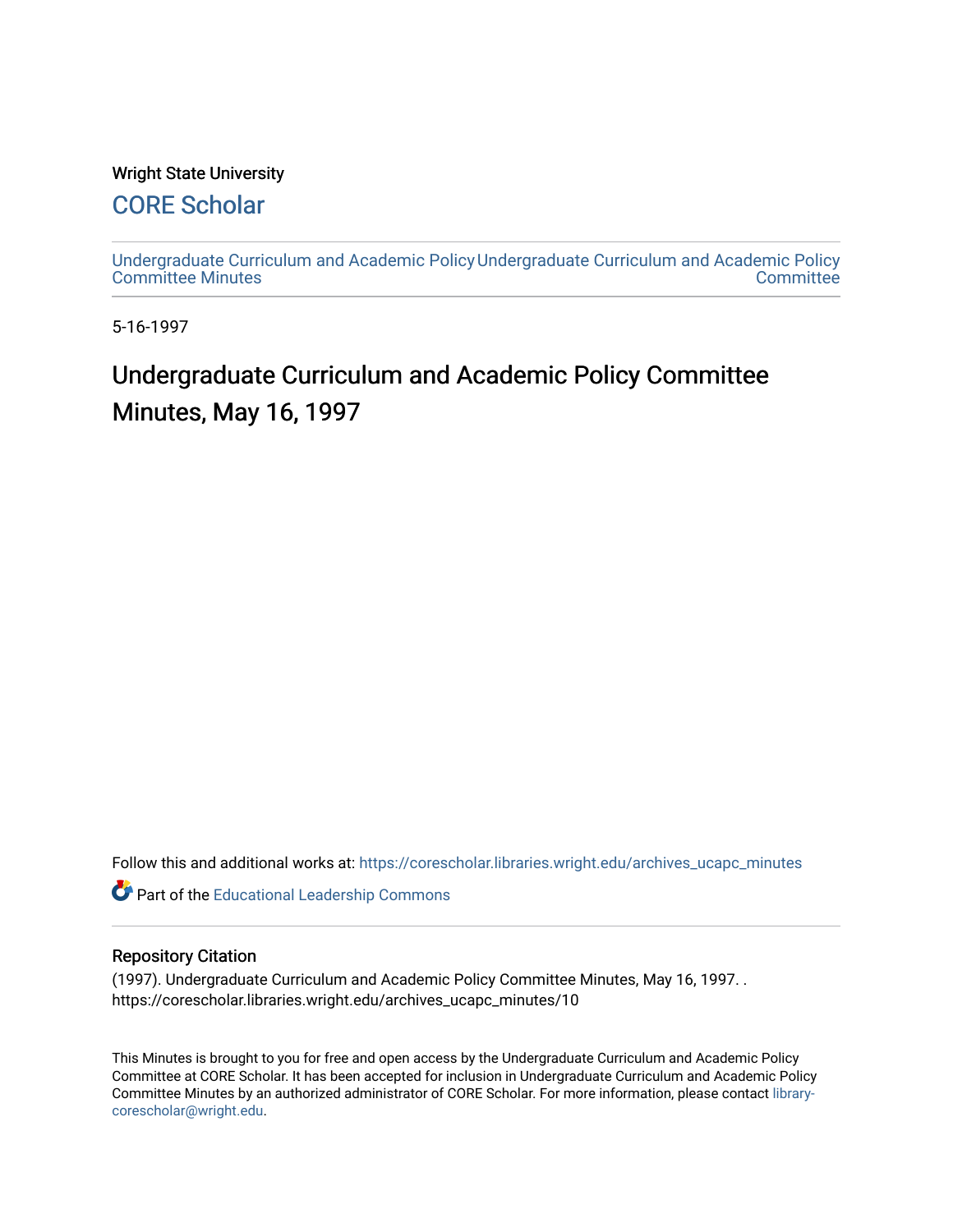Wright State University

## CORE Scholar

Undergraduate Curriculum and Academic Policy Committee Minutes

Undergraduate Curriculum and Academic Policy Committee

5-16-1997

# Undergraduate Curriculum and Academic Policy Committee Minutes, May 16, 1997

Follow this and additional works at: https://corescholar.libraries.wright.edu/archives_ucapc_minutes

Part of the Educational Leadership Commons

## Repository Citation

(1997). Undergraduate Curriculum and Academic Policy Committee Minutes, May 16, 1997. . https://corescholar.libraries.wright.edu/archives_ucapc_minutes/10

This Minutes is brought to you for free and open access by the Undergraduate Curriculum and Academic Policy Committee at CORE Scholar. It has been accepted for inclusion in Undergraduate Curriculum and Academic Policy Committee Minutes by an authorized administrator of CORE Scholar. For more information, please contact library-corescholar@wright.edu.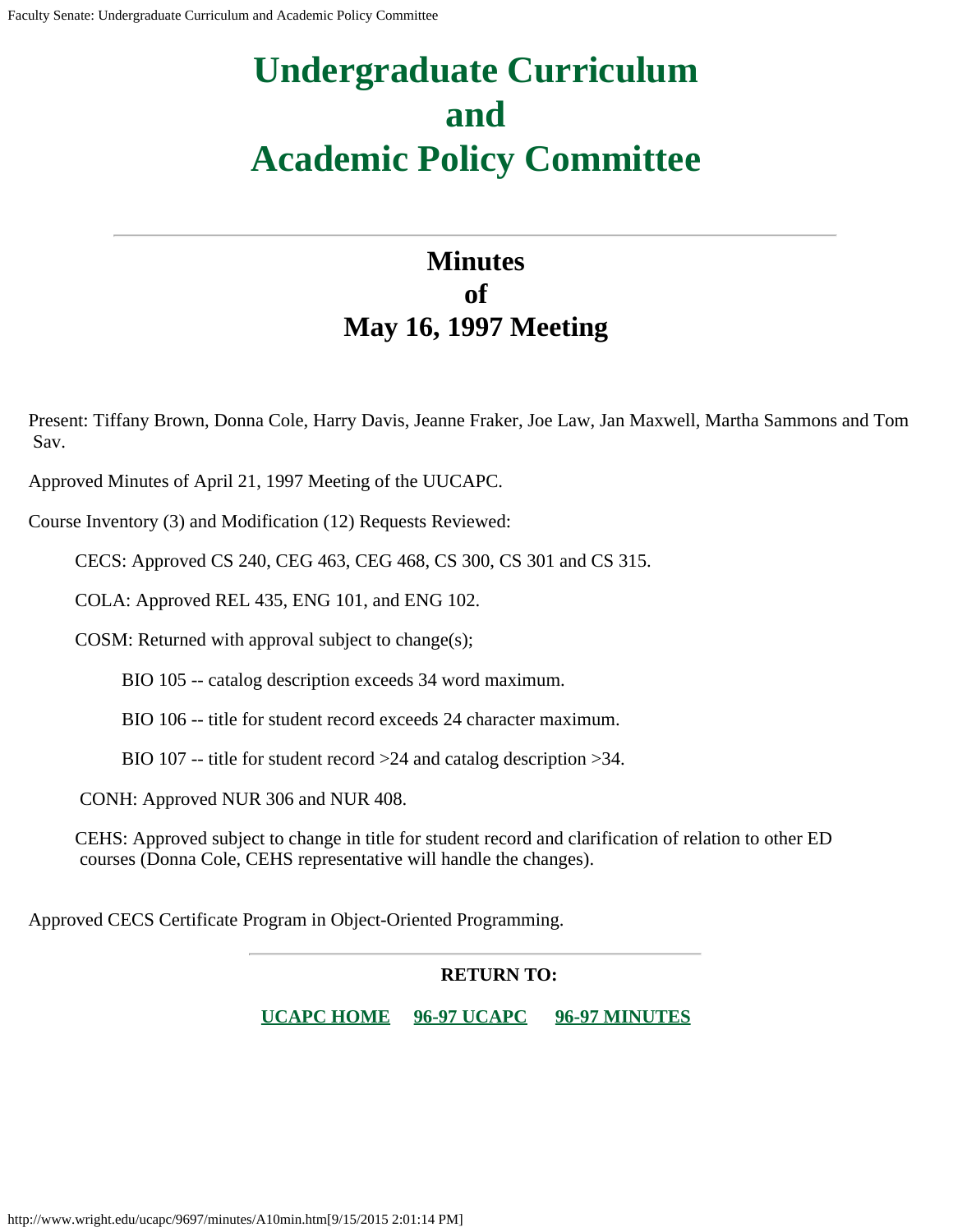# Undergraduate Curriculum and Academic Policy Committee

---

## Minutes of May 16, 1997 Meeting

Present: Tiffany Brown, Donna Cole, Harry Davis, Jeanne Fraker, Joe Law, Jan Maxwell, Martha Sammons and Tom Sav.

Approved Minutes of April 21, 1997 Meeting of the UUCAPC.

Course Inventory (3) and Modification (12) Requests Reviewed:

> CECS: Approved CS 240, CEG 463, CEG 468, CS 300, CS 301 and CS 315.
>
> COLA: Approved REL 435, ENG 101, and ENG 102.
>
> COSM: Returned with approval subject to change(s);
>
> > BIO 105 -- catalog description exceeds 34 word maximum.
> >
> > BIO 106 -- title for student record exceeds 24 character maximum.
> >
> > BIO 107 -- title for student record >24 and catalog description >34.
>
> CONH: Approved NUR 306 and NUR 408.
>
> CEHS: Approved subject to change in title for student record and clarification of relation to other ED courses (Donna Cole, CEHS representative will handle the changes).

Approved CECS Certificate Program in Object-Oriented Programming.

---

**RETURN TO:**

**UCAPC HOME** **96-97 UCAPC** **96-97 MINUTES**